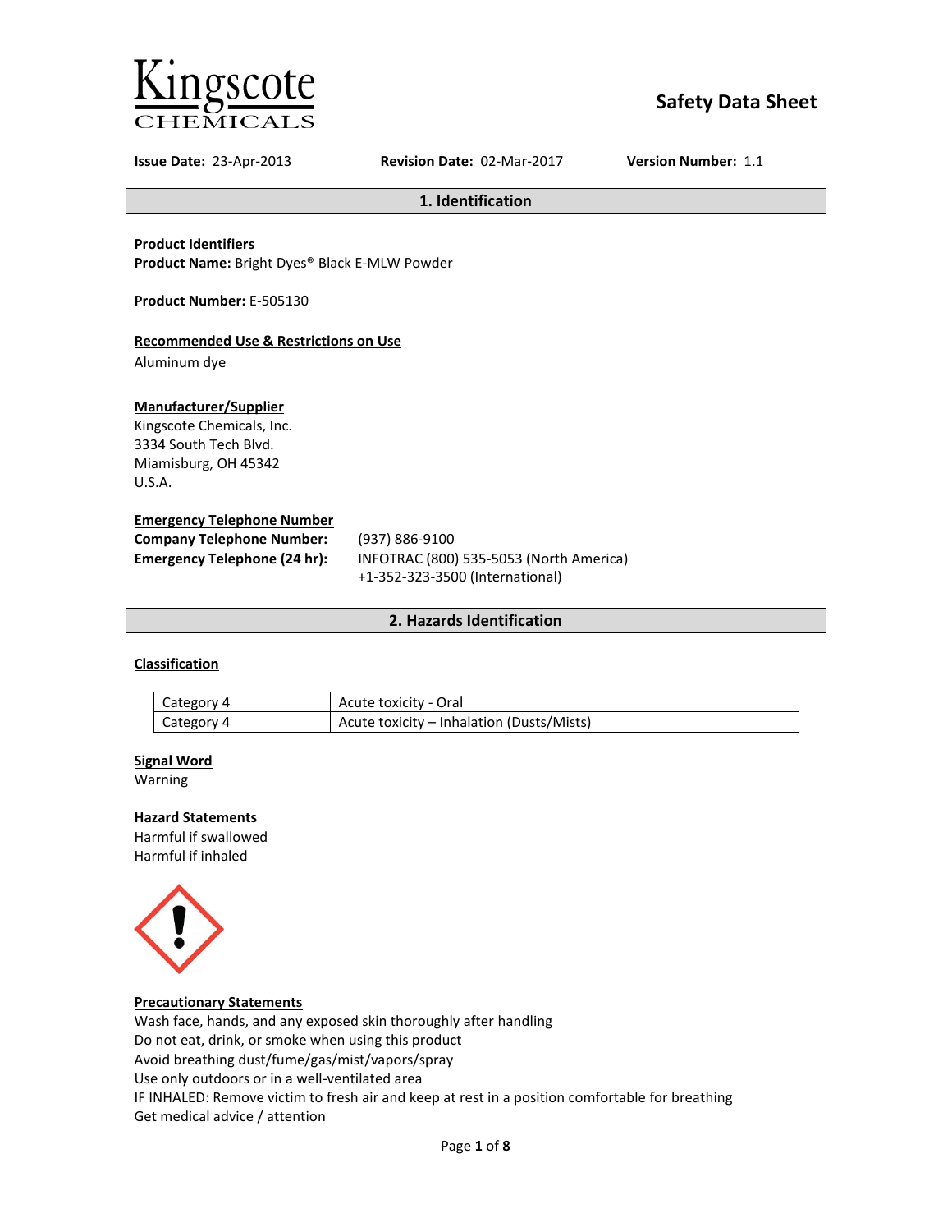Kingscote
CHEMICALS

# Safety Data Sheet

**Issue Date:** 23-Apr-2013 **Revision Date:** 02-Mar-2017 **Version Number:** 1.1

## 1. Identification

**Product Identifiers**
**Product Name:** Bright Dyes® Black E-MLW Powder

**Product Number:** E-505130

**Recommended Use & Restrictions on Use**
Aluminum dye

**Manufacturer/Supplier**
Kingscote Chemicals, Inc.
3334 South Tech Blvd.
Miamisburg, OH 45342
U.S.A.

**Emergency Telephone Number**

**Company Telephone Number:** (937) 886-9100
**Emergency Telephone (24 hr):** INFOTRAC (800) 535-5053 (North America)
+1-352-323-3500 (International)

## 2. Hazards Identification

**Classification**

| Category | Hazard |
|---|---|
| Category 4 | Acute toxicity - Oral |
| Category 4 | Acute toxicity – Inhalation (Dusts/Mists) |

**Signal Word**
Warning

**Hazard Statements**
Harmful if swallowed
Harmful if inhaled

**Precautionary Statements**
Wash face, hands, and any exposed skin thoroughly after handling
Do not eat, drink, or smoke when using this product
Avoid breathing dust/fume/gas/mist/vapors/spray
Use only outdoors or in a well-ventilated area
IF INHALED: Remove victim to fresh air and keep at rest in a position comfortable for breathing
Get medical advice / attention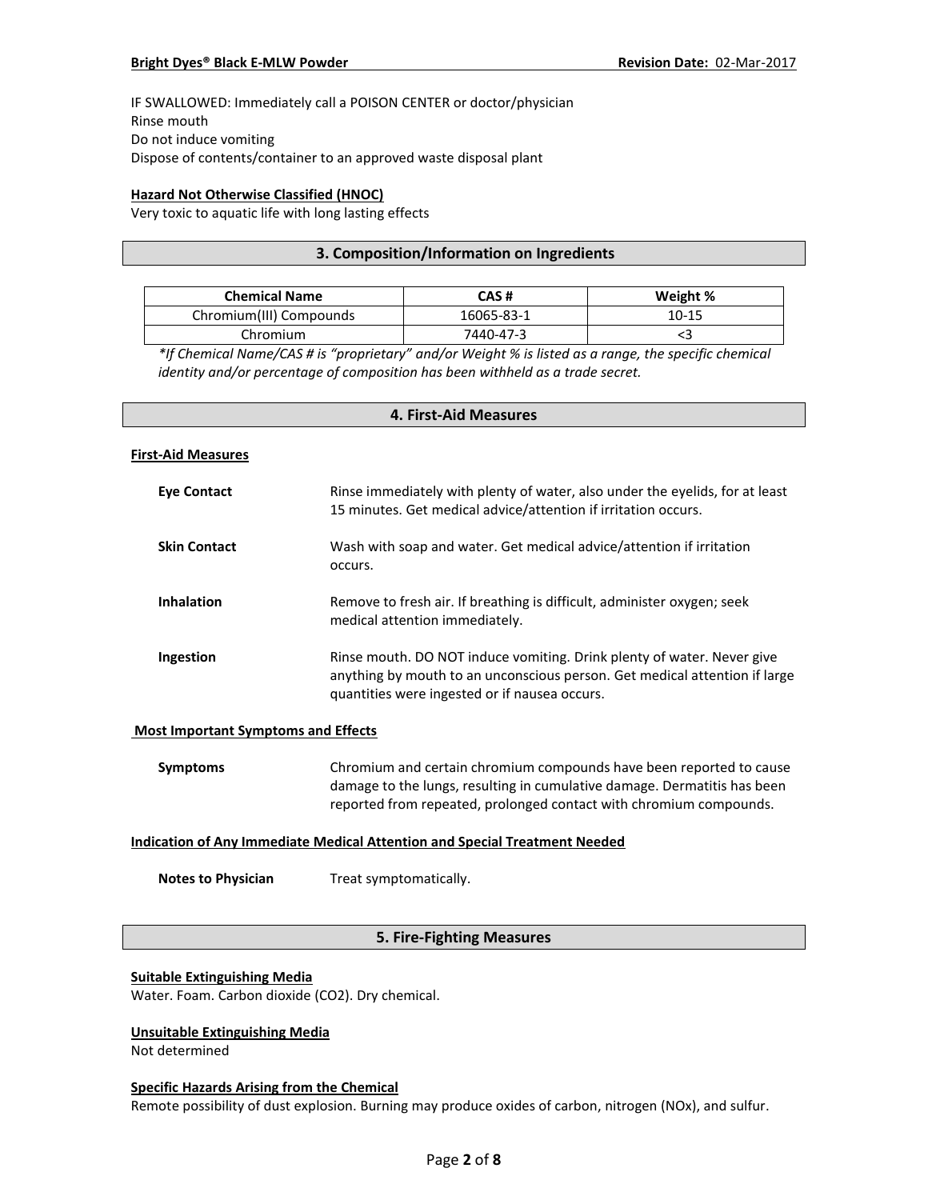IF SWALLOWED: Immediately call a POISON CENTER or doctor/physician
Rinse mouth
Do not induce vomiting
Dispose of contents/container to an approved waste disposal plant

**Hazard Not Otherwise Classified (HNOC)**
Very toxic to aquatic life with long lasting effects

## 3. Composition/Information on Ingredients

| Chemical Name | CAS # | Weight % |
|---|---|---|
| Chromium(III) Compounds | 16065-83-1 | 10-15 |
| Chromium | 7440-47-3 | <3 |

*\*If Chemical Name/CAS # is "proprietary" and/or Weight % is listed as a range, the specific chemical identity and/or percentage of composition has been withheld as a trade secret.*

## 4. First-Aid Measures

**First-Aid Measures**

**Eye Contact**
Rinse immediately with plenty of water, also under the eyelids, for at least 15 minutes. Get medical advice/attention if irritation occurs.

**Skin Contact**
Wash with soap and water. Get medical advice/attention if irritation occurs.

**Inhalation**
Remove to fresh air. If breathing is difficult, administer oxygen; seek medical attention immediately.

**Ingestion**
Rinse mouth. DO NOT induce vomiting. Drink plenty of water. Never give anything by mouth to an unconscious person. Get medical attention if large quantities were ingested or if nausea occurs.

**Most Important Symptoms and Effects**

**Symptoms**
Chromium and certain chromium compounds have been reported to cause damage to the lungs, resulting in cumulative damage. Dermatitis has been reported from repeated, prolonged contact with chromium compounds.

**Indication of Any Immediate Medical Attention and Special Treatment Needed**

**Notes to Physician**
Treat symptomatically.

## 5. Fire-Fighting Measures

**Suitable Extinguishing Media**
Water. Foam. Carbon dioxide ($CO_2$). Dry chemical.

**Unsuitable Extinguishing Media**
Not determined

**Specific Hazards Arising from the Chemical**
Remote possibility of dust explosion. Burning may produce oxides of carbon, nitrogen ($NO_x$), and sulfur.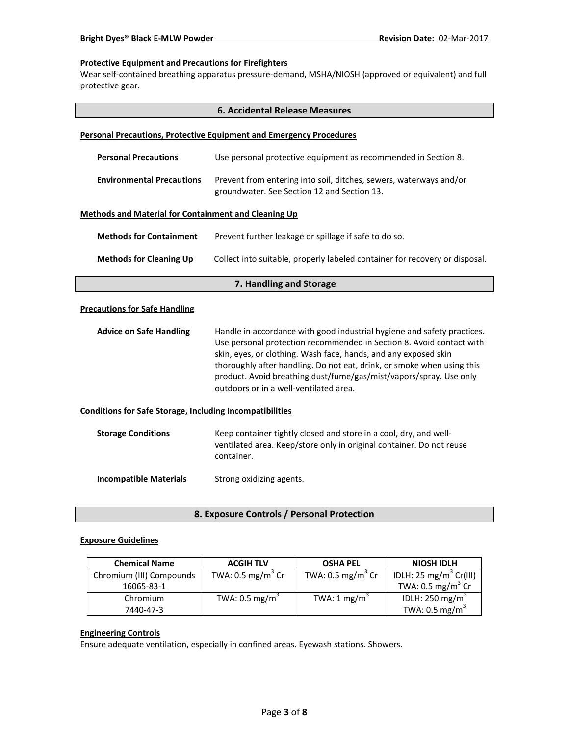**Protective Equipment and Precautions for Firefighters**

Wear self-contained breathing apparatus pressure-demand, MSHA/NIOSH (approved or equivalent) and full protective gear.

## 6. Accidental Release Measures

**Personal Precautions, Protective Equipment and Emergency Procedures**

**Personal Precautions** Use personal protective equipment as recommended in Section 8.

**Environmental Precautions** Prevent from entering into soil, ditches, sewers, waterways and/or groundwater. See Section 12 and Section 13.

**Methods and Material for Containment and Cleaning Up**

**Methods for Containment** Prevent further leakage or spillage if safe to do so.

**Methods for Cleaning Up** Collect into suitable, properly labeled container for recovery or disposal.

## 7. Handling and Storage

**Precautions for Safe Handling**

**Advice on Safe Handling** Handle in accordance with good industrial hygiene and safety practices. Use personal protection recommended in Section 8. Avoid contact with skin, eyes, or clothing. Wash face, hands, and any exposed skin thoroughly after handling. Do not eat, drink, or smoke when using this product. Avoid breathing dust/fume/gas/mist/vapors/spray. Use only outdoors or in a well-ventilated area.

**Conditions for Safe Storage, Including Incompatibilities**

**Storage Conditions** Keep container tightly closed and store in a cool, dry, and well-ventilated area. Keep/store only in original container. Do not reuse container.

**Incompatible Materials** Strong oxidizing agents.

## 8. Exposure Controls / Personal Protection

**Exposure Guidelines**

| Chemical Name | ACGIH TLV | OSHA PEL | NIOSH IDLH |
|---|---|---|---|
| Chromium (III) Compounds 16065-83-1 | TWA: 0.5 mg/m$^3$ Cr | TWA: 0.5 mg/m$^3$ Cr | IDLH: 25 mg/m$^3$ Cr(III) TWA: 0.5 mg/m$^3$ Cr |
| Chromium 7440-47-3 | TWA: 0.5 mg/m$^3$ | TWA: 1 mg/m$^3$ | IDLH: 250 mg/m$^3$ TWA: 0.5 mg/m$^3$ |

**Engineering Controls**

Ensure adequate ventilation, especially in confined areas. Eyewash stations. Showers.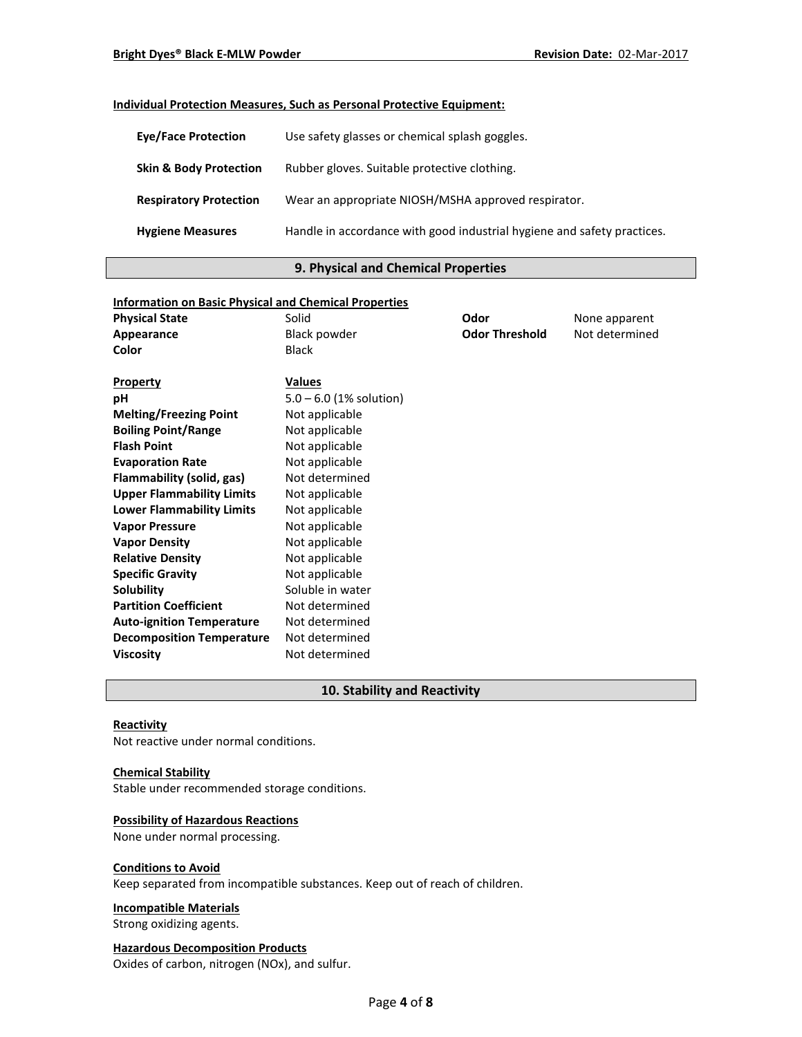#### Individual Protection Measures, Such as Personal Protective Equipment:

| | |
|---|---|
| **Eye/Face Protection** | Use safety glasses or chemical splash goggles. |
| **Skin & Body Protection** | Rubber gloves. Suitable protective clothing. |
| **Respiratory Protection** | Wear an appropriate NIOSH/MSHA approved respirator. |
| **Hygiene Measures** | Handle in accordance with good industrial hygiene and safety practices. |

## 9. Physical and Chemical Properties

#### Information on Basic Physical and Chemical Properties

| | | | |
|---|---|---|---|
| **Physical State** | Solid | **Odor** | None apparent |
| **Appearance** | Black powder | **Odor Threshold** | Not determined |
| **Color** | Black | | |

| Property | Values |
|---|---|
| **pH** | 5.0 – 6.0 (1% solution) |
| **Melting/Freezing Point** | Not applicable |
| **Boiling Point/Range** | Not applicable |
| **Flash Point** | Not applicable |
| **Evaporation Rate** | Not applicable |
| **Flammability (solid, gas)** | Not determined |
| **Upper Flammability Limits** | Not applicable |
| **Lower Flammability Limits** | Not applicable |
| **Vapor Pressure** | Not applicable |
| **Vapor Density** | Not applicable |
| **Relative Density** | Not applicable |
| **Specific Gravity** | Not applicable |
| **Solubility** | Soluble in water |
| **Partition Coefficient** | Not determined |
| **Auto-ignition Temperature** | Not determined |
| **Decomposition Temperature** | Not determined |
| **Viscosity** | Not determined |

## 10. Stability and Reactivity

#### Reactivity
Not reactive under normal conditions.

#### Chemical Stability
Stable under recommended storage conditions.

#### Possibility of Hazardous Reactions
None under normal processing.

#### Conditions to Avoid
Keep separated from incompatible substances. Keep out of reach of children.

#### Incompatible Materials
Strong oxidizing agents.

#### Hazardous Decomposition Products
Oxides of carbon, nitrogen (NOx), and sulfur.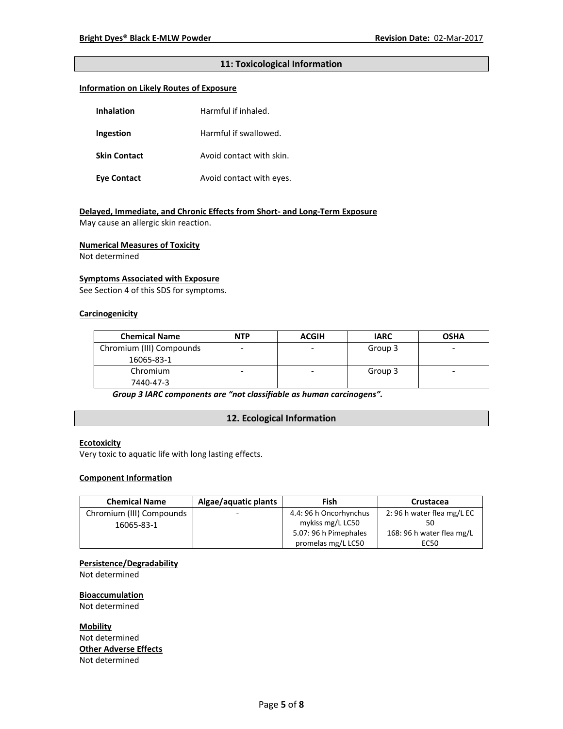## 11: Toxicological Information

**Information on Likely Routes of Exposure**

| | |
|---|---|
| **Inhalation** | Harmful if inhaled. |
| **Ingestion** | Harmful if swallowed. |
| **Skin Contact** | Avoid contact with skin. |
| **Eye Contact** | Avoid contact with eyes. |

**Delayed, Immediate, and Chronic Effects from Short- and Long-Term Exposure**

May cause an allergic skin reaction.

**Numerical Measures of Toxicity**

Not determined

**Symptoms Associated with Exposure**

See Section 4 of this SDS for symptoms.

**Carcinogenicity**

| Chemical Name | NTP | ACGIH | IARC | OSHA |
|---|---|---|---|---|
| Chromium (III) Compounds 16065-83-1 | - | - | Group 3 | - |
| Chromium 7440-47-3 | - | - | Group 3 | - |

***Group 3 IARC components are "not classifiable as human carcinogens".***

## 12. Ecological Information

**Ecotoxicity**

Very toxic to aquatic life with long lasting effects.

**Component Information**

| Chemical Name | Algae/aquatic plants | Fish | Crustacea |
|---|---|---|---|
| Chromium (III) Compounds 16065-83-1 | - | 4.4: 96 h Oncorhynchus mykiss mg/L LC50<br>5.07: 96 h Pimephales promelas mg/L LC50 | 2: 96 h water flea mg/L EC 50<br>168: 96 h water flea mg/L EC50 |

**Persistence/Degradability**

Not determined

**Bioaccumulation**

Not determined

**Mobility**

Not determined

**Other Adverse Effects**

Not determined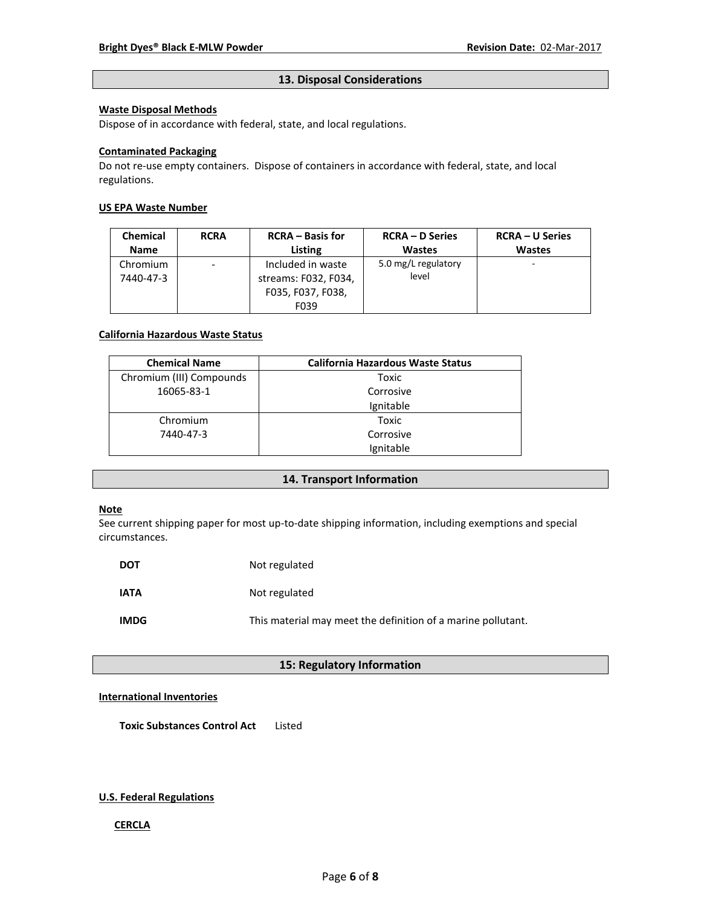## 13. Disposal Considerations

**Waste Disposal Methods**

Dispose of in accordance with federal, state, and local regulations.

**Contaminated Packaging**

Do not re-use empty containers. Dispose of containers in accordance with federal, state, and local regulations.

**US EPA Waste Number**

| Chemical Name | RCRA | RCRA – Basis for Listing | RCRA – D Series Wastes | RCRA – U Series Wastes |
|---|---|---|---|---|
| Chromium 7440-47-3 | - | Included in waste streams: F032, F034, F035, F037, F038, F039 | 5.0 mg/L regulatory level | - |

**California Hazardous Waste Status**

| Chemical Name | California Hazardous Waste Status |
|---|---|
| Chromium (III) Compounds 16065-83-1 | Toxic Corrosive Ignitable |
| Chromium 7440-47-3 | Toxic Corrosive Ignitable |

## 14. Transport Information

**Note**

See current shipping paper for most up-to-date shipping information, including exemptions and special circumstances.

**DOT** Not regulated

**IATA** Not regulated

**IMDG** This material may meet the definition of a marine pollutant.

## 15: Regulatory Information

**International Inventories**

**Toxic Substances Control Act** Listed

**U.S. Federal Regulations**

**CERCLA**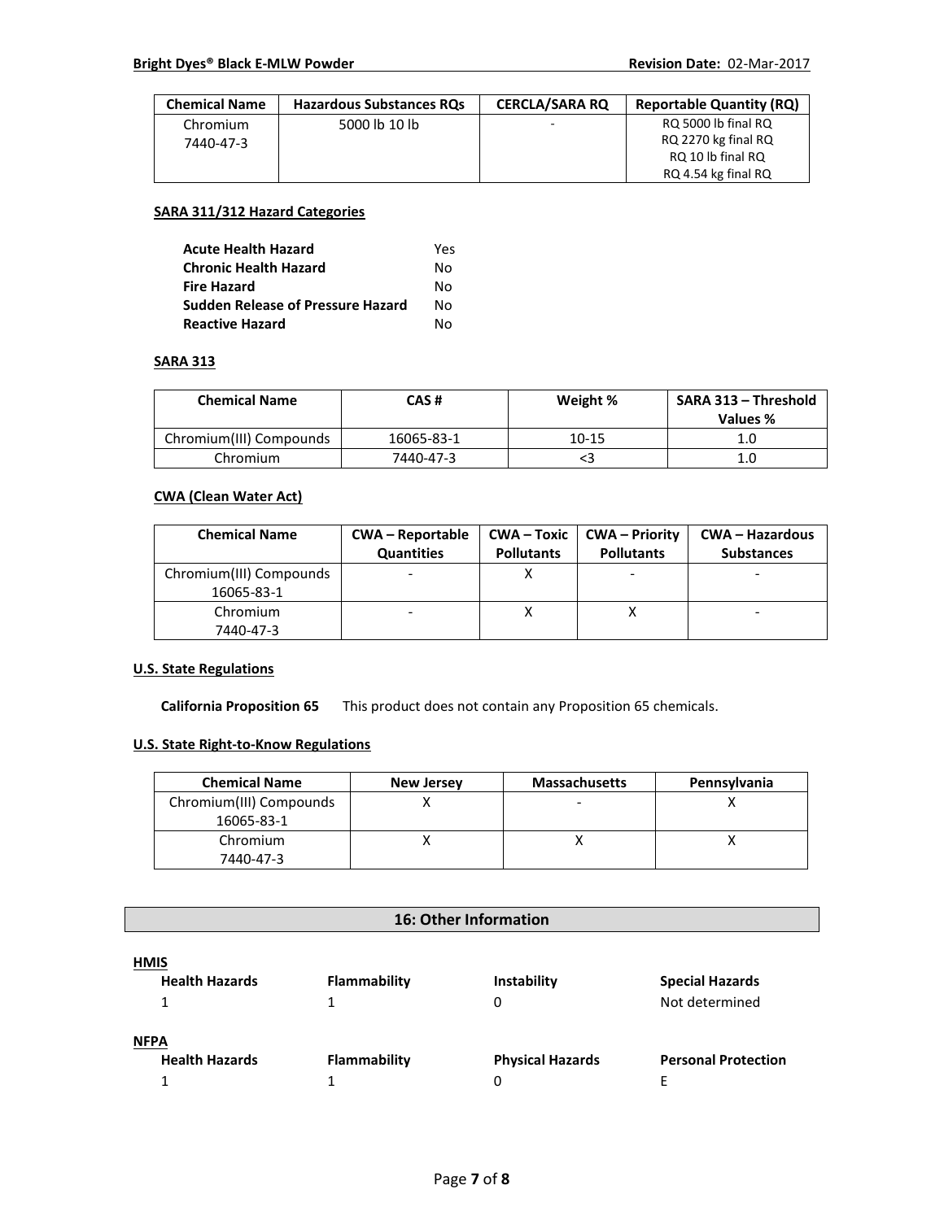| Chemical Name | Hazardous Substances RQs | CERCLA/SARA RQ | Reportable Quantity (RQ) |
|---|---|---|---|
| Chromium 7440-47-3 | 5000 lb 10 lb | - | RQ 5000 lb final RQ RQ 2270 kg final RQ RQ 10 lb final RQ RQ 4.54 kg final RQ |

**SARA 311/312 Hazard Categories**

| | |
|---|---|
| **Acute Health Hazard** | Yes |
| **Chronic Health Hazard** | No |
| **Fire Hazard** | No |
| **Sudden Release of Pressure Hazard** | No |
| **Reactive Hazard** | No |

**SARA 313**

| Chemical Name | CAS # | Weight % | SARA 313 – Threshold Values % |
|---|---|---|---|
| Chromium(III) Compounds | 16065-83-1 | 10-15 | 1.0 |
| Chromium | 7440-47-3 | <3 | 1.0 |

**CWA (Clean Water Act)**

| Chemical Name | CWA – Reportable Quantities | CWA – Toxic Pollutants | CWA – Priority Pollutants | CWA – Hazardous Substances |
|---|---|---|---|---|
| Chromium(III) Compounds 16065-83-1 | - | X | - | - |
| Chromium 7440-47-3 | - | X | X | - |

**U.S. State Regulations**

**California Proposition 65** This product does not contain any Proposition 65 chemicals.

**U.S. State Right-to-Know Regulations**

| Chemical Name | New Jersey | Massachusetts | Pennsylvania |
|---|---|---|---|
| Chromium(III) Compounds 16065-83-1 | X | - | X |
| Chromium 7440-47-3 | X | X | X |

## 16: Other Information

**HMIS**

| Health Hazards | Flammability | Instability | Special Hazards |
|---|---|---|---|
| 1 | 1 | 0 | Not determined |

**NFPA**

| Health Hazards | Flammability | Physical Hazards | Personal Protection |
|---|---|---|---|
| 1 | 1 | 0 | E |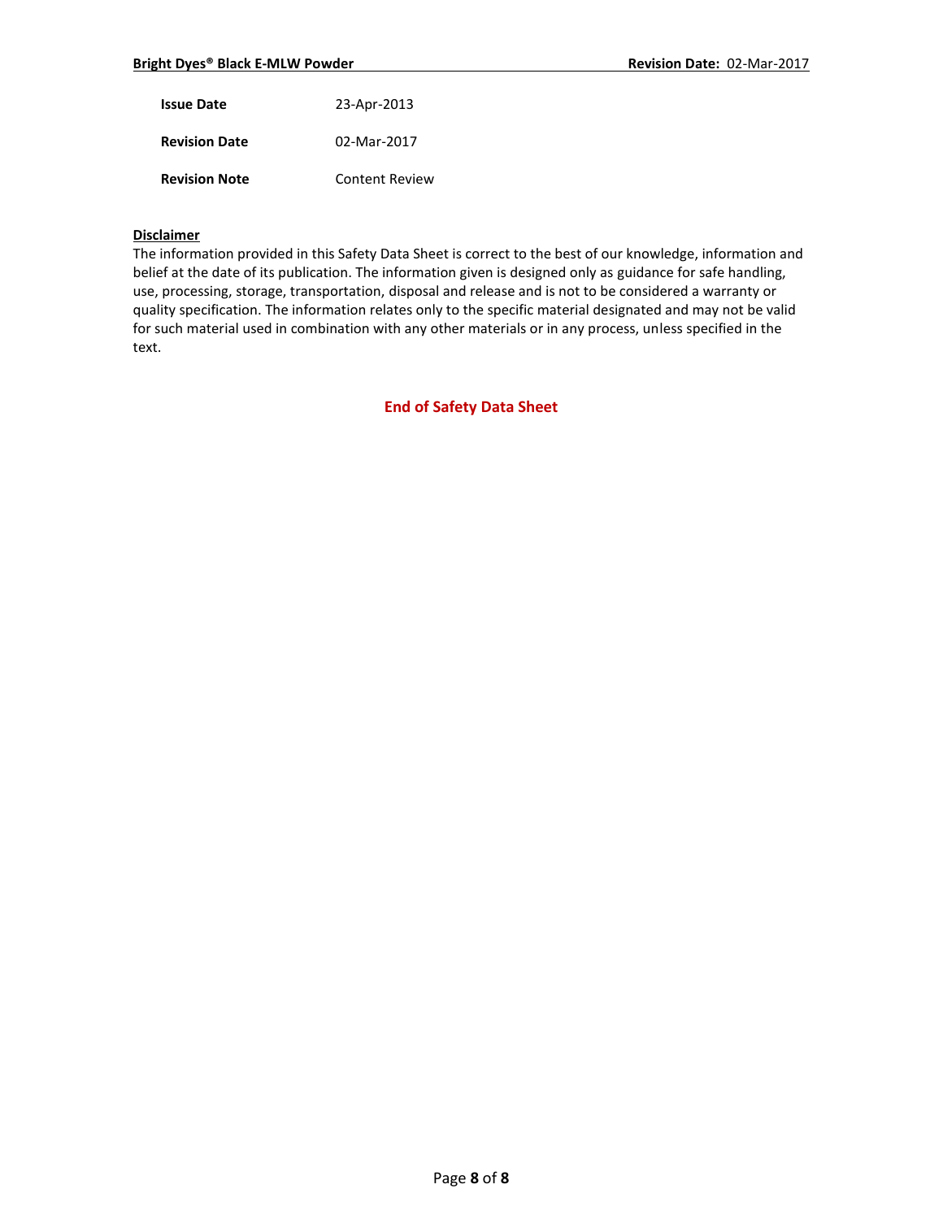| | |
|---|---|
| **Issue Date** | 23-Apr-2013 |
| **Revision Date** | 02-Mar-2017 |
| **Revision Note** | Content Review |

**Disclaimer**

The information provided in this Safety Data Sheet is correct to the best of our knowledge, information and belief at the date of its publication. The information given is designed only as guidance for safe handling, use, processing, storage, transportation, disposal and release and is not to be considered a warranty or quality specification. The information relates only to the specific material designated and may not be valid for such material used in combination with any other materials or in any process, unless specified in the text.

**End of Safety Data Sheet**